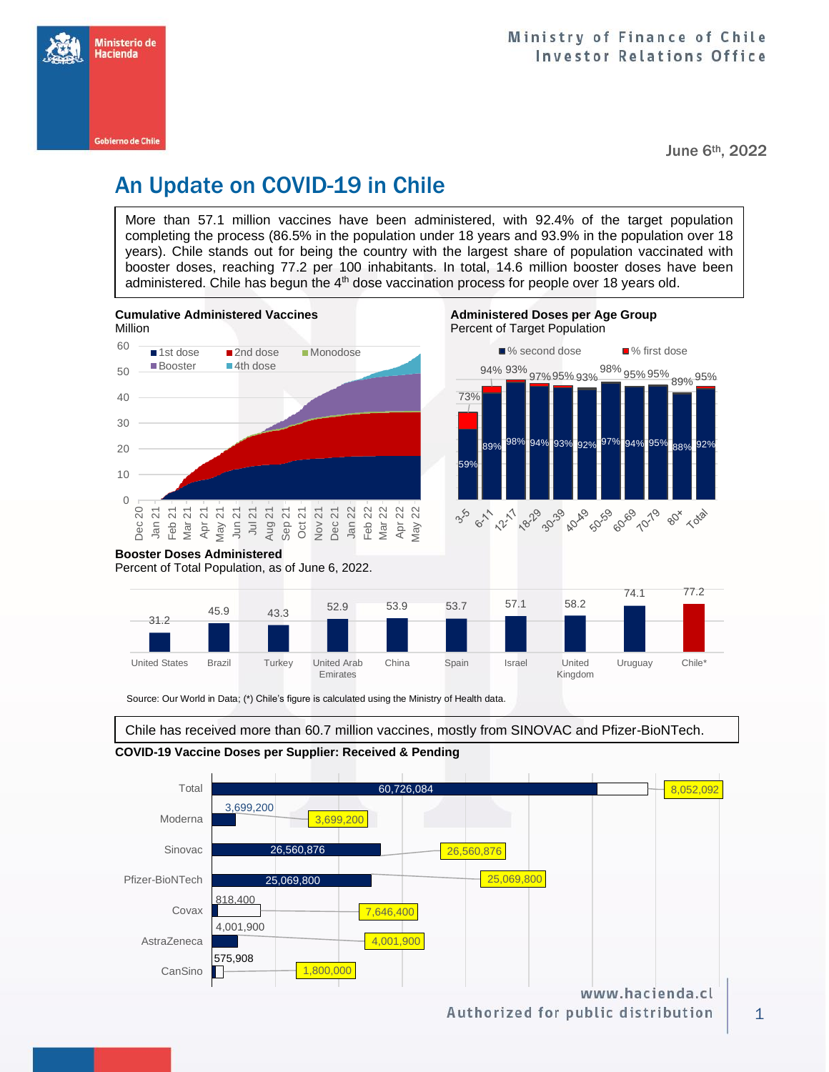Ministry of Finance of Chile
Investor Relations Office

June 6th, 2022

# An Update on COVID-19 in Chile

More than 57.1 million vaccines have been administered, with 92.4% of the target population completing the process (86.5% in the population under 18 years and 93.9% in the population over 18 years). Chile stands out for being the country with the largest share of population vaccinated with booster doses, reaching 77.2 per 100 inhabitants. In total, 14.6 million booster doses have been administered. Chile has begun the 4th dose vaccination process for people over 18 years old.

**Cumulative Administered Vaccines**
Million

**Administered Doses per Age Group**
Percent of Target Population

| Age Group | % second dose | % first dose |
|---|---|---|
| 3-5 | 59% | 73% |
| 6-11 | 89% | 94% |
| 12-17 | 98% | 93% |
| 18-29 | 94% | 97% |
| 30-39 | 93% | 95% |
| 40-49 | 92% | 93% |
| 50-59 | 97% | 98% |
| 60-69 | 94% | 95% |
| 70-79 | 95% | 95% |
| 80+ | 88% | 89% |
| Total | 92% | 95% |

**Booster Doses Administered**
Percent of Total Population, as of June 6, 2022.

| Country | Booster doses |
|---|---|
| United States | 31.2 |
| Brazil | 45.9 |
| Turkey | 43.3 |
| United Arab Emirates | 52.9 |
| China | 53.9 |
| Spain | 53.7 |
| Israel | 57.1 |
| United Kingdom | 58.2 |
| Uruguay | 74.1 |
| Chile* | 77.2 |

Source: Our World in Data; (*) Chile's figure is calculated using the Ministry of Health data.

Chile has received more than 60.7 million vaccines, mostly from SINOVAC and Pfizer-BioNTech.

**COVID-19 Vaccine Doses per Supplier: Received & Pending**

| Supplier | Received | Total |
|---|---|---|
| Total | 60,726,084 | 8,052,092 |
| Moderna | 3,699,200 | 3,699,200 |
| Sinovac | 26,560,876 | 26,560,876 |
| Pfizer-BioNTech | 25,069,800 | 25,069,800 |
| Covax | 818,400 | 7,646,400 |
| AstraZeneca | 4,001,900 | 4,001,900 |
| CanSino | 575,908 | 1,800,000 |

www.hacienda.cl
Authorized for public distribution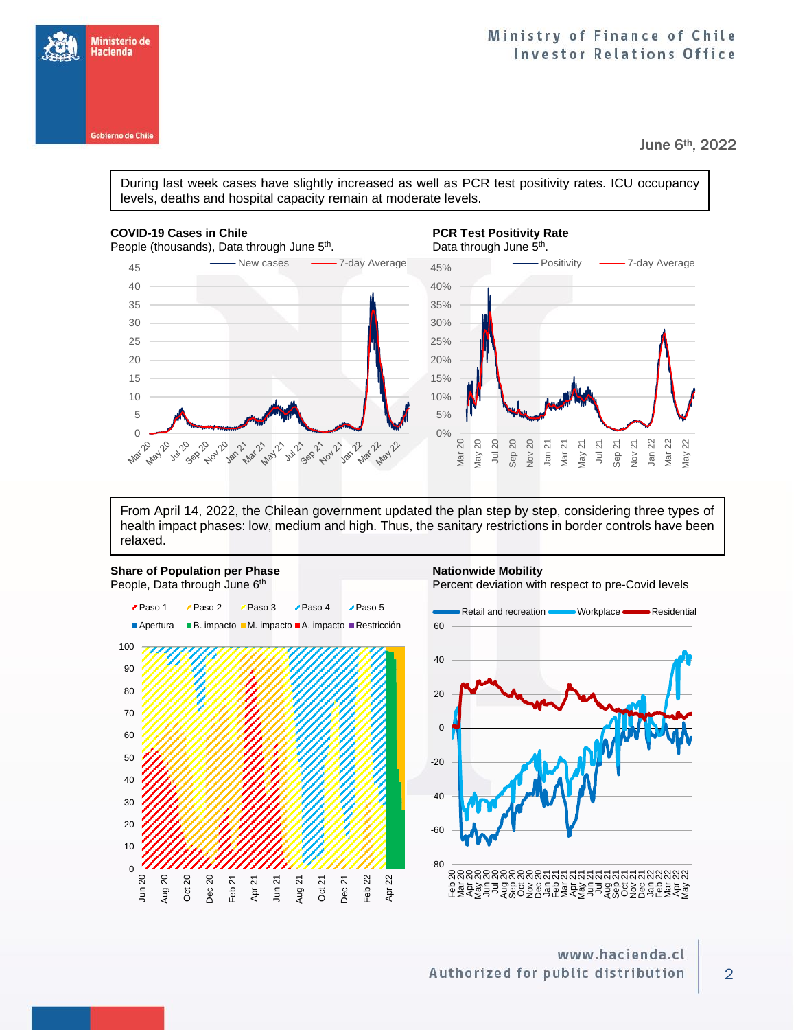June 6th, 2022

During last week cases have slightly increased as well as PCR test positivity rates. ICU occupancy levels, deaths and hospital capacity remain at moderate levels.

**COVID-19 Cases in Chile**
People (thousands), Data through June 5th.

**PCR Test Positivity Rate**
Data through June 5th.

From April 14, 2022, the Chilean government updated the plan step by step, considering three types of health impact phases: low, medium and high. Thus, the sanitary restrictions in border controls have been relaxed.

**Share of Population per Phase**
People, Data through June 6th

**Nationwide Mobility**
Percent deviation with respect to pre-Covid levels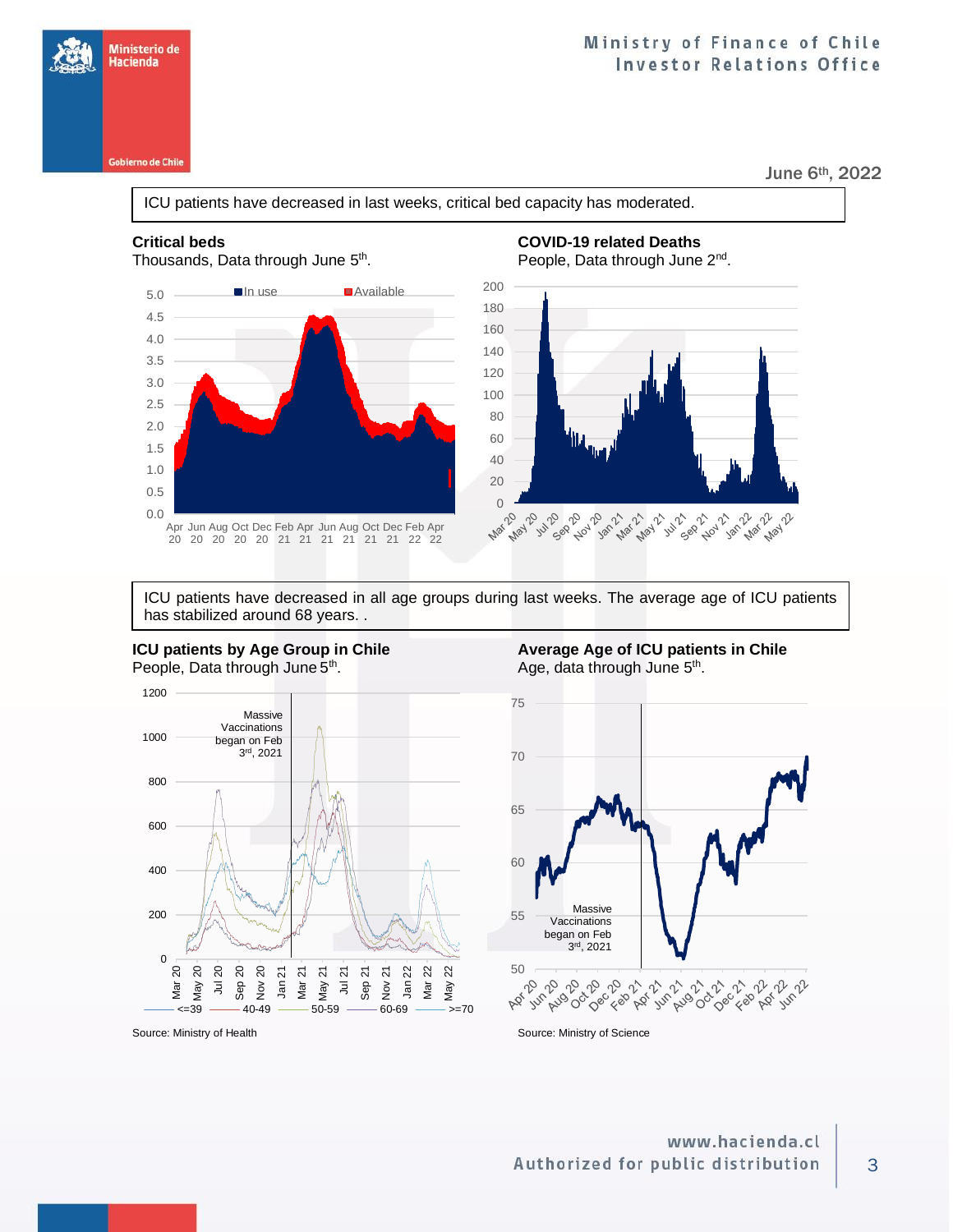June 6th, 2022

ICU patients have decreased in last weeks, critical bed capacity has moderated.

**Critical beds**
Thousands, Data through June 5th.

In use
Available

5.0
4.5
4.0
3.5
3.0
2.5
2.0
1.5
1.0
0.5
0.0

Apr 20 Jun 20 Aug 20 Oct 20 Dec 20 Feb 21 Apr 21 Jun 21 Aug 21 Oct 21 Dec 21 Feb 22 Apr 22

**COVID-19 related Deaths**
People, Data through June 2nd.

200
180
160
140
120
100
80
60
40
20
0

Mar 20 May 20 Jul 20 Sep 20 Nov 20 Jan 21 Mar 21 May 21 Jul 21 Sep 21 Nov 21 Jan 22 Mar 22 May 22

ICU patients have decreased in all age groups during last weeks. The average age of ICU patients has stabilized around 68 years. .

**ICU patients by Age Group in Chile**
People, Data through June 5th.

1200
1000
800
600
400
200
0

Massive Vaccinations began on Feb 3rd, 2021

Mar 20 May 20 Jul 20 Sep 20 Nov 20 Jan 21 Mar 21 May 21 Jul 21 Sep 21 Nov 21 Jan 22 Mar 22 May 22

<=39
40-49
50-59
60-69
>=70

Source: Ministry of Health

**Average Age of ICU patients in Chile**
Age, data through June 5th.

75
70
65
60
55
50

Massive Vaccinations began on Feb 3rd, 2021

Apr 20 Jun 20 Aug 20 Oct 20 Dec 20 Feb 21 Apr 21 Jun 21 Aug 21 Oct 21 Dec 21 Feb 22 Apr 22 Jun 22

Source: Ministry of Science